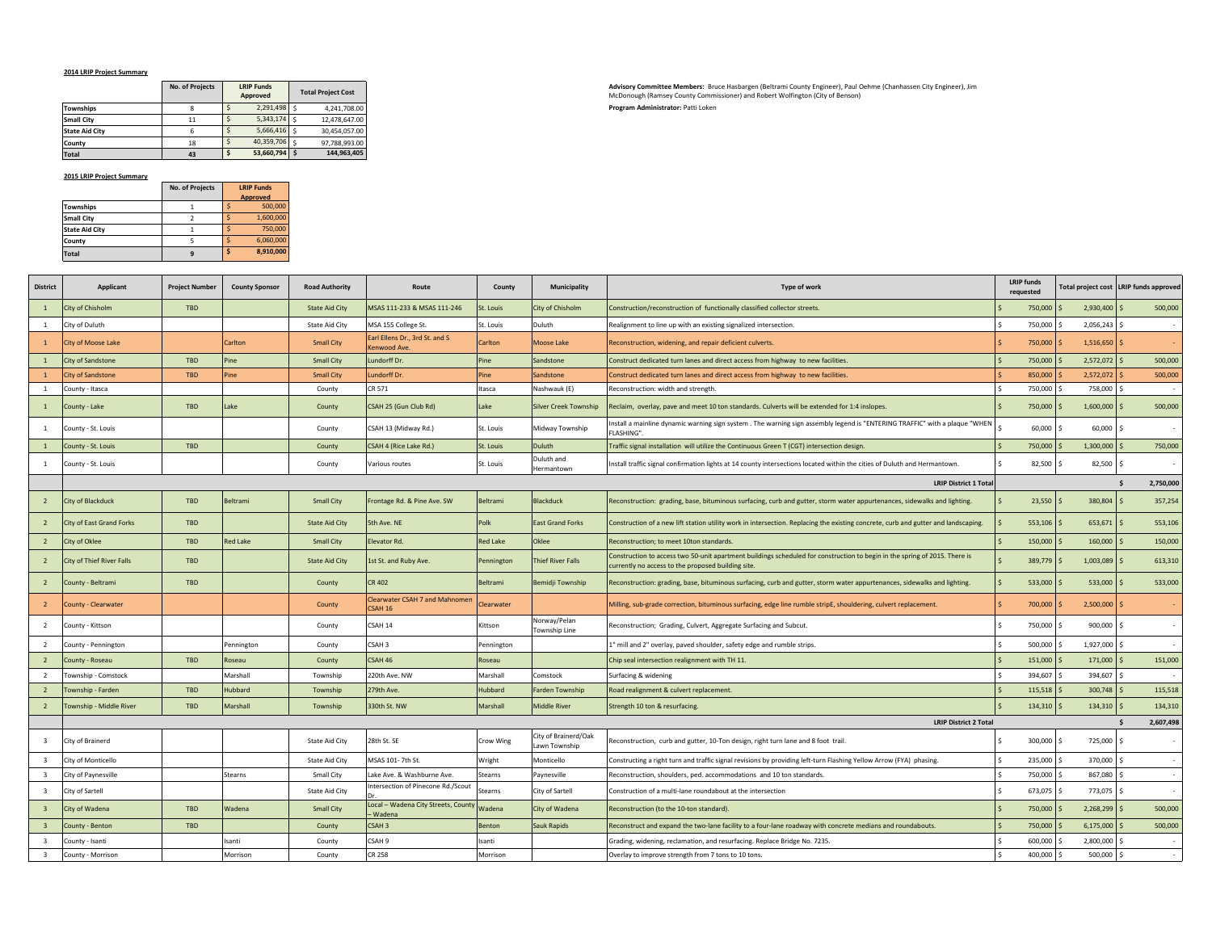**2014 LRIP Project Summary**

| | No. of Projects | LRIP Funds Approved | Total Project Cost |
|---|---|---|---|
| **Townships** | 8 | $ 2,291,498 | $ 4,241,708.00 |
| **Small City** | 11 | $ 5,343,174 | $ 12,478,647.00 |
| **State Aid City** | 6 | $ 5,666,416 | $ 30,454,057.00 |
| **County** | 18 | $ 40,359,706 | $ 97,788,993.00 |
| **Total** | **43** | **$ 53,660,794** | **$ 144,963,405** |

**Advisory Committee Members:** Bruce Hasbargen (Beltrami County Engineer), Paul Oehme (Chanhassen City Engineer), Jim McDonough (Ramsey County Commissioner) and Robert Wolfington (City of Benson)

**Program Administrator:** Patti Loken

**2015 LRIP Project Summary**

| | No. of Projects | LRIP Funds Approved |
|---|---|---|
| **Townships** | 1 | $ 500,000 |
| **Small City** | 2 | $ 1,600,000 |
| **State Aid City** | 1 | $ 750,000 |
| **County** | 5 | $ 6,060,000 |
| **Total** | **9** | **$ 8,910,000** |

| District | Applicant | Project Number | County Sponsor | Road Authority | Route | County | Municipality | Type of work | LRIP funds requested | Total project cost | LRIP funds approved |
|---|---|---|---|---|---|---|---|---|---|---|---|
| 1 | City of Chisholm | TBD | | State Aid City | MSAS 111-233 & MSAS 111-246 | St. Louis | City of Chisholm | Construction/reconstruction of functionally classified collector streets. | $ 750,000 | $ 2,930,400 | $ 500,000 |
| 1 | City of Duluth | | | State Aid City | MSA 155 College St. | St. Louis | Duluth | Realignment to line up with an existing signalized intersection. | $ 750,000 | $ 2,056,243 | $ - |
| 1 | City of Moose Lake | | Carlton | Small City | Earl Ellens Dr., 3rd St. and S Kenwood Ave. | Carlton | Moose Lake | Reconstruction, widening, and repair deficient culverts. | $ 750,000 | $ 1,516,650 | $ - |
| 1 | City of Sandstone | TBD | Pine | Small City | Lundorff Dr. | Pine | Sandstone | Construct dedicated turn lanes and direct access from highway to new facilities. | $ 750,000 | $ 2,572,072 | $ 500,000 |
| 1 | City of Sandstone | TBD | Pine | Small City | Lundorff Dr. | Pine | Sandstone | Construct dedicated turn lanes and direct access from highway to new facilities. | $ 850,000 | $ 2,572,072 | $ 500,000 |
| 1 | County - Itasca | | | County | CR 571 | Itasca | Nashwauk (E) | Reconstruction: width and strength. | $ 750,000 | $ 758,000 | $ - |
| 1 | County - Lake | TBD | Lake | County | CSAH 25 (Gun Club Rd) | Lake | Silver Creek Township | Reclaim, overlay, pave and meet 10 ton standards. Culverts will be extended for 1:4 inslopes. | $ 750,000 | $ 1,600,000 | $ 500,000 |
| 1 | County - St. Louis | | | County | CSAH 13 (Midway Rd.) | St. Louis | Midway Township | Install a mainline dynamic warning sign system . The warning sign assembly legend is "ENTERING TRAFFIC" with a plaque "WHEN FLASHING". | $ 60,000 | $ 60,000 | $ - |
| 1 | County - St. Louis | TBD | | County | CSAH 4 (Rice Lake Rd.) | St. Louis | Duluth | Traffic signal installation will utilize the Continuous Green T (CGT) intersection design. | $ 750,000 | $ 1,300,000 | $ 750,000 |
| 1 | County - St. Louis | | | County | Various routes | St. Louis | Duluth and Hermantown | Install traffic signal confirmation lights at 14 county intersections located within the cities of Duluth and Hermantown. | $ 82,500 | $ 82,500 | $ - |
| | | | | | | | | **LRIP District 1 Total** | | | **$ 2,750,000** |
| 2 | City of Blackduck | TBD | Beltrami | Small City | Frontage Rd. & Pine Ave. SW | Beltrami | Blackduck | Reconstruction: grading, base, bituminous surfacing, curb and gutter, storm water appurtenances, sidewalks and lighting. | $ 23,550 | $ 380,804 | $ 357,254 |
| 2 | City of East Grand Forks | TBD | | State Aid City | 5th Ave. NE | Polk | East Grand Forks | Construction of a new lift station utility work in intersection. Replacing the existing concrete, curb and gutter and landscaping. | $ 553,106 | $ 653,671 | $ 553,106 |
| 2 | City of Oklee | TBD | Red Lake | Small City | Elevator Rd. | Red Lake | Oklee | Reconstruction; to meet 10ton standards. | $ 150,000 | $ 160,000 | $ 150,000 |
| 2 | City of Thief River Falls | TBD | | State Aid City | 1st St. and Ruby Ave. | Pennington | Thief River Falls | Construction to access two 50-unit apartment buildings scheduled for construction to begin in the spring of 2015. There is currently no access to the proposed building site. | $ 389,779 | $ 1,003,089 | $ 613,310 |
| 2 | County - Beltrami | TBD | | County | CR 402 | Beltrami | Bemidji Township | Reconstruction: grading, base, bituminous surfacing, curb and gutter, storm water appurtenances, sidewalks and lighting. | $ 533,000 | $ 533,000 | $ 533,000 |
| 2 | County - Clearwater | | | County | Clearwater CSAH 7 and Mahnomen CSAH 16 | Clearwater | | Milling, sub-grade correction, bituminous surfacing, edge line rumble stripE, shouldering, culvert replacement. | $ 700,000 | $ 2,500,000 | $ - |
| 2 | County - Kittson | | | County | CSAH 14 | Kittson | Norway/Pelan Township Line | Reconstruction; Grading, Culvert, Aggregate Surfacing and Subcut. | $ 750,000 | $ 900,000 | $ - |
| 2 | County - Pennington | | Pennington | County | CSAH 3 | Pennington | | 1" mill and 2" overlay, paved shoulder, safety edge and rumble strips. | $ 500,000 | $ 1,927,000 | $ - |
| 2 | County - Roseau | TBD | Roseau | County | CSAH 46 | Roseau | | Chip seal intersection realignment with TH 11. | $ 151,000 | $ 171,000 | $ 151,000 |
| 2 | Township - Comstock | | Marshall | Township | 220th Ave. NW | Marshall | Comstock | Surfacing & widening | $ 394,607 | $ 394,607 | $ - |
| 2 | Township - Farden | TBD | Hubbard | Township | 279th Ave. | Hubbard | Farden Township | Road realignment & culvert replacement. | $ 115,518 | $ 300,748 | $ 115,518 |
| 2 | Township - Middle River | TBD | Marshall | Township | 330th St. NW | Marshall | Middle River | Strength 10 ton & resurfacing. | $ 134,310 | $ 134,310 | $ 134,310 |
| | | | | | | | | **LRIP District 2 Total** | | | **$ 2,607,498** |
| 3 | City of Brainerd | | | State Aid City | 28th St. SE | Crow Wing | City of Brainerd/Oak Lawn Township | Reconstruction, curb and gutter, 10-Ton design, right turn lane and 8 foot trail. | $ 300,000 | $ 725,000 | $ - |
| 3 | City of Monticello | | | State Aid City | MSAS 101- 7th St. | Wright | Monticello | Constructing a right turn and traffic signal revisions by providing left-turn Flashing Yellow Arrow (FYA) phasing. | $ 235,000 | $ 370,000 | $ - |
| 3 | City of Paynesville | | Stearns | Small City | Lake Ave. & Washburne Ave. | Stearns | Paynesville | Reconstruction, shoulders, ped. accommodations and 10 ton standards. | $ 750,000 | $ 867,080 | $ - |
| 3 | City of Sartell | | | State Aid City | Intersection of Pinecone Rd./Scout Dr. | Stearns | City of Sartell | Construction of a multi-lane roundabout at the intersection | $ 673,075 | $ 773,075 | $ - |
| 3 | City of Wadena | TBD | Wadena | Small City | Local – Wadena City Streets, County – Wadena | Wadena | City of Wadena | Reconstruction (to the 10-ton standard). | $ 750,000 | $ 2,268,299 | $ 500,000 |
| 3 | County - Benton | TBD | | County | CSAH 3 | Benton | Sauk Rapids | Reconstruct and expand the two-lane facility to a four-lane roadway with concrete medians and roundabouts. | $ 750,000 | $ 6,175,000 | $ 500,000 |
| 3 | County - Isanti | | Isanti | County | CSAH 9 | Isanti | | Grading, widening, reclamation, and resurfacing. Replace Bridge No. 7235. | $ 600,000 | $ 2,800,000 | $ - |
| 3 | County - Morrison | | Morrison | County | CR 258 | Morrison | | Overlay to improve strength from 7 tons to 10 tons. | $ 400,000 | $ 500,000 | $ - |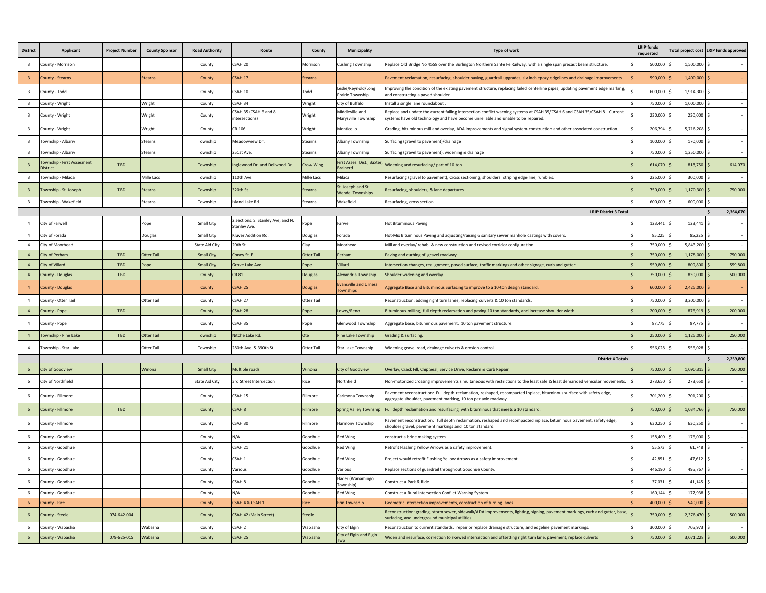| District | Applicant | Project Number | County Sponsor | Road Authority | Route | County | Municipality | Type of work | LRIP funds requested | Total project cost | LRIP funds approved |
|---|---|---|---|---|---|---|---|---|---|---|---|
| 3 | County - Morrison | | | County | CSAH 20 | Morrison | Cushing Township | Replace Old Bridge No 4558 over the Burlington Northern Sante Fe Railway, with a single span precast beam structure. | $ 500,000 | $ 1,500,000 | $ - |
| 3 | County - Stearns | | Stearns | County | CSAH 17 | Stearns | | Pavement reclamation, resurfacing, shoulder paving, guardrail upgrades, six inch epoxy edgelines and drainage improvements. | $ 590,000 | $ 1,400,000 | $ - |
| 3 | County - Todd | | | County | CSAH 10 | Todd | Leslie/Reynold/Long Prairie Township | Improving the condition of the existing pavement structure, replacing failed centerline pipes, updating pavement edge marking, and constructing a paved shoulder. | $ 600,000 | $ 1,914,300 | $ - |
| 3 | County - Wright | | Wright | County | CSAH 34 | Wright | City of Buffalo | Install a single lane roundabout . | $ 750,000 | $ 1,000,000 | $ - |
| 3 | County - Wright | | Wright | County | CSAH 35 (CSAH 6 and 8 intersections) | Wright | Middleville and Marysville Township | Replace and update the current failing intersection conflict warning systems at CSAH 35/CSAH 6 and CSAH 35/CSAH 8. Current systems have old technology and have become unreliable and unable to be repaired. | $ 230,000 | $ 230,000 | $ - |
| 3 | County - Wright | | Wright | County | CR 106 | Wright | Monticello | Grading, bituminous mill and overlay, ADA improvements and signal system construction and other associated construction. | $ 206,794 | $ 5,716,208 | $ - |
| 3 | Township - Albany | | Stearns | Township | Meadowview Dr. | Stearns | Albany Township | Surfacing (gravel to pavement)/drainage | $ 100,000 | $ 170,000 | $ - |
| 3 | Township - Albany | | Stearns | Township | 251st Ave. | Stearns | Albany Township | Surfacing (gravel to pavement), widening & drainage | $ 750,000 | $ 1,250,000 | $ - |
| 3 | Township - First Assesment District | TBD | | Township | Inglewood Dr. and Dellwood Dr. | Crow Wing | First Asses. Dist., Baxter, Brainerd | Widening and resurfacing/ part of 10 ton | $ 614,070 | $ 818,750 | $ 614,070 |
| 3 | Township - Milaca | | Mille Lacs | Township | 110th Ave. | Mille Lacs | Milaca | Resurfacing (gravel to pavement), Cross sectioning, shoulders: striping edge line, rumbles. | $ 225,000 | $ 300,000 | $ - |
| 3 | Township - St. Joseph | TBD | Stearns | Township | 320th St. | Stearns | St. Joseph and St. Wendel Townships | Resurfacing, shoulders, & lane departures | $ 750,000 | $ 1,170,300 | $ 750,000 |
| 3 | Township - Wakefield | | Stearns | Township | Island Lake Rd. | Stearns | Wakefield | Resurfacing, cross section. | $ 600,000 | $ 600,000 | $ - |
| | | | | | | | | **LRIP District 3 Total** | | | **$ 2,364,070** |
| 4 | City of Farwell | | Pope | Small City | 2 sections: S. Stanley Ave, and N. Stanley Ave. | Pope | Farwell | Hot Bituminous Paving | $ 123,441 | $ 123,441 | $ - |
| 4 | City of Forada | | Douglas | Small City | Kluver Addition Rd. | Douglas | Forada | Hot-Mix Bituminous Paving and adjusting/raising 6 sanitary sewer manhole castings with covers. | $ 85,225 | $ 85,225 | $ - |
| 4 | City of Moorhead | | | State Aid City | 20th St. | Clay | Moorhead | Mill and overlay/ rehab. & new construction and revised corridor configuration. | $ 750,000 | $ 5,843,200 | $ - |
| 4 | City of Perham | TBD | Otter Tail | Small City | Coney St. E | Otter Tail | Perham | Paving and curbing of gravel roadway. | $ 750,000 | $ 1,178,000 | $ 750,000 |
| 4 | City of Villard | TBD | Pope | Small City | Grove Lake Ave. | Pope | Villard | Intersection changes, realignment, paved surface, traffic markings and other signage, curb and gutter. | $ 559,800 | $ 809,800 | $ 559,800 |
| 4 | County - Douglas | TBD | | County | CR 81 | Douglas | Alexandria Township | Shoulder widening and overlay. | $ 750,000 | $ 830,000 | $ 500,000 |
| 4 | County - Douglas | | | County | CSAH 25 | Douglas | Evansville and Urness Townships | Aggregate Base and Bituminous Surfacing to improve to a 10-ton design standard. | $ 600,000 | $ 2,425,000 | $ - |
| 4 | County - Otter Tail | | Otter Tail | County | CSAH 27 | Otter Tail | | Reconstruction: adding right turn lanes, replacing culverts & 10 ton standards. | $ 750,000 | $ 3,200,000 | $ - |
| 4 | County - Pope | TBD | | County | CSAH 28 | Pope | Lowry/Reno | Bituminous milling, full depth reclamation and paving 10 ton standards, and increase shoulder width. | $ 200,000 | $ 876,919 | $ 200,000 |
| 4 | County - Pope | | | County | CSAH 35 | Pope | Glenwood Township | Aggregate base, bituminous pavement, 10 ton pavement structure. | $ 87,775 | $ 97,775 | $ - |
| 4 | Township - Pine Lake | TBD | Otter Tail | Township | Nitche Lake Rd. | Ote | Pine Lake Township | Grading & surfacing. | $ 250,000 | $ 1,125,000 | $ 250,000 |
| 4 | Township - Star Lake | | Otter Tail | Township | 280th Ave. & 390th St. | Otter Tail | Star Lake Township | Widening gravel road, drainage culverts & erosion control. | $ 556,028 | $ 556,028 | $ - |
| | | | | | | | | **District 4 Totals** | | | **$ 2,259,800** |
| 6 | City of Goodview | | Winona | Small City | Multiple roads | Winona | City of Goodview | Overlay, Crack Fill, Chip Seal, Service Drive, Reclaim & Curb Repair | $ 750,000 | $ 1,090,315 | $ 750,000 |
| 6 | City of Northfield | | | State Aid City | 3rd Street Intersection | Rice | Northfield | Non-motorized crossing improvements simultaneous with restrictions to the least safe & least demanded vehicular movements. | $ 273,650 | $ 273,650 | $ - |
| 6 | County - Fillmore | | | County | CSAH 15 | Fillmore | Carimona Township | Pavement reconstruction: Full depth reclamation, reshaped, recompacted inplace, bituminous surface with safety edge, aggregate shoulder, pavement marking, 10 ton per axle roadway. | $ 701,200 | $ 701,200 | $ - |
| 6 | County - Fillmore | TBD | | County | CSAH 8 | Fillmore | Spring Valley Township | Full depth reclaimation and resurfacing with bituminous that meets a 10 standard. | $ 750,000 | $ 1,034,766 | $ 750,000 |
| 6 | County - Fillmore | | | County | CSAH 30 | Fillmore | Harmony Township | Pavement reconstruction: full depth reclaimation, reshaped and recompacted inplace, bituminous pavement, safety edge, shoulder gravel, pavement markings and 10 ton standard. | $ 630,250 | $ 630,250 | $ - |
| 6 | County - Goodhue | | | County | N/A | Goodhue | Red Wing | construct a brine making system | $ 158,400 | $ 176,000 | $ - |
| 6 | County - Goodhue | | | County | CSAH 21 | Goodhue | Red Wing | Retrofit Flashing Yellow Arrows as a safety improvement. | $ 55,573 | $ 61,748 | $ - |
| 6 | County - Goodhue | | | County | CSAH 1 | Goodhue | Red Wing | Project would retrofit Flashing Yellow Arrows as a safety improvement. | $ 42,851 | $ 47,612 | $ - |
| 6 | County - Goodhue | | | County | Various | Goodhue | Various | Replace sections of guardrail throughout Goodhue County. | $ 446,190 | $ 495,767 | $ - |
| 6 | County - Goodhue | | | County | CSAH 8 | Goodhue | Hader (Wanamingo Township) | Construct a Park & Ride | $ 37,031 | $ 41,145 | $ - |
| 6 | County - Goodhue | | | County | N/A | Goodhue | Red Wing | Construct a Rural Intersection Conflict Warning System | $ 160,144 | $ 177,938 | $ - |
| 6 | County - Rice | | | County | CSAH 4 & CSAH 1 | Rice | Erin Township | Geometric intersection improvements, construction of turning lanes. | $ 400,000 | $ 540,000 | $ - |
| 6 | County - Steele | 074-642-004 | | County | CSAH 42 (Main Street) | Steele | | Reconstruction: grading, storm sewer, sidewalk/ADA improvements, lighting, signing, pavement markings, curb and gutter, base, surfacing, and underground municipal utilities. | $ 750,000 | $ 2,376,470 | $ 500,000 |
| 6 | County - Wabasha | | Wabasha | County | CSAH 2 | Wabasha | City of Elgin | Reconstruction to current standards, repair or replace drainage structure, and edgeline pavement markings. | $ 300,000 | $ 705,973 | $ - |
| 6 | County - Wabasha | 079-625-015 | Wabasha | County | CSAH 25 | Wabasha | City of Elgin and Elgin Twp | Widen and resurface, correction to skewed intersection and offsetting right turn lane, pavement, replace culverts | $ 750,000 | $ 3,071,228 | $ 500,000 |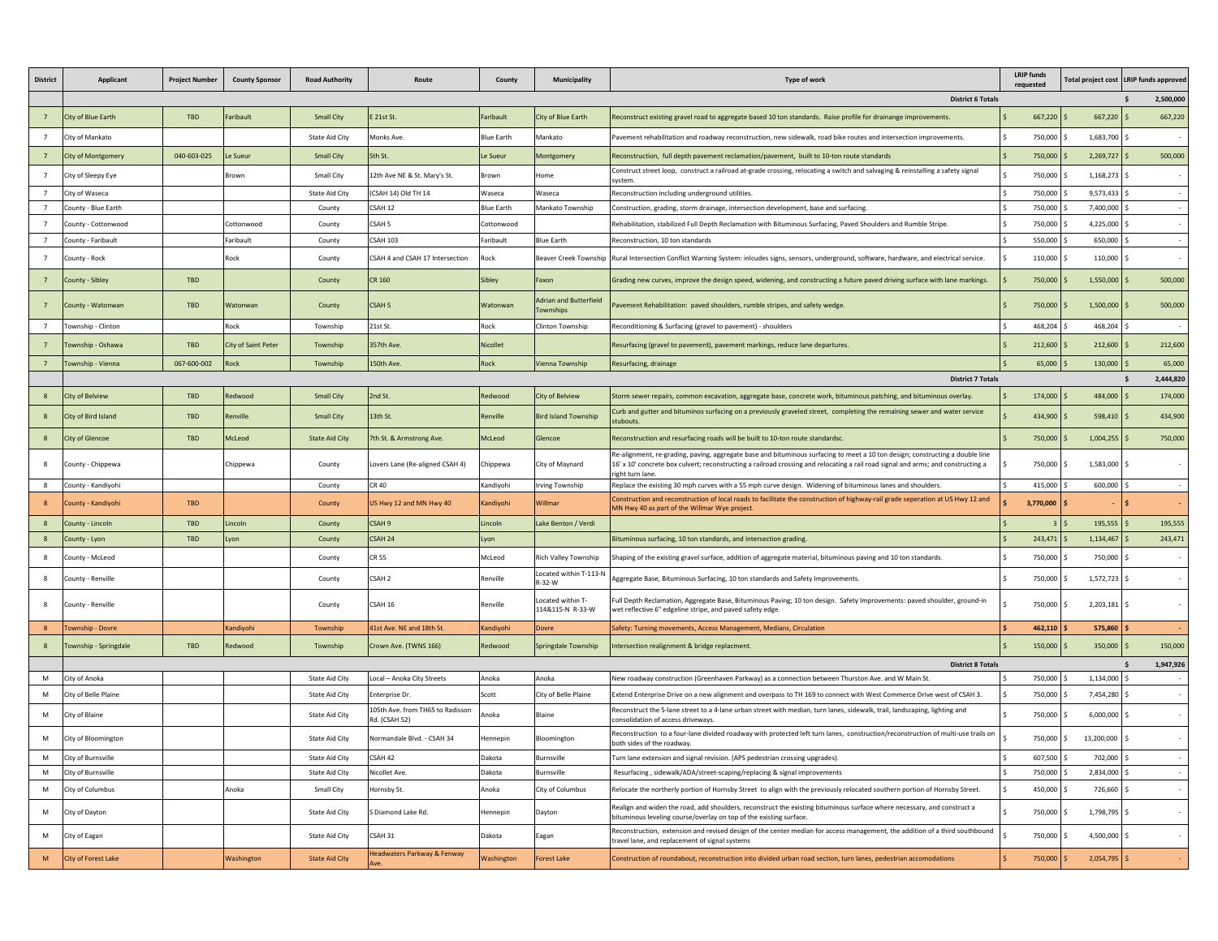| District | Applicant | Project Number | County Sponsor | Road Authority | Route | County | Municipality | Type of work | LRIP funds requested | Total project cost | LRIP funds approved |
|---|---|---|---|---|---|---|---|---|---|---|---|
| | | | | | | | | **District 6 Totals** | | | **$ 2,500,000** |
| 7 | City of Blue Earth | TBD | Faribault | Small City | E 21st St. | Faribault | City of Blue Earth | Reconstruct existing gravel road to aggregate based 10 ton standards. Raise profile for drainange improvements. | $ 667,220 | $ 667,220 | $ 667,220 |
| 7 | City of Mankato | | | State Aid City | Monks Ave. | Blue Earth | Mankato | Pavement rehabilitation and roadway reconstruction, new sidewalk, road bike routes and intersection improvements. | $ 750,000 | $ 1,683,700 | $ - |
| 7 | City of Montgomery | 040-603-025 | Le Sueur | Small City | 5th St. | Le Sueur | Montgomery | Reconstruction, full depth pavement reclamation/pavement, built to 10-ton route standards | $ 750,000 | $ 2,269,727 | $ 500,000 |
| 7 | City of Sleepy Eye | | Brown | Small City | 12th Ave NE & St. Mary's St. | Brown | Home | Construct street loop, construct a railroad at-grade crossing, relocating a switch and salvaging & reinstalling a safety signal system. | $ 750,000 | $ 1,168,273 | $ - |
| 7 | City of Waseca | | | State Aid City | (CSAH 14) Old TH 14 | Waseca | Waseca | Reconstruction including underground utilities. | $ 750,000 | $ 9,573,433 | $ - |
| 7 | County - Blue Earth | | | County | CSAH 12 | Blue Earth | Mankato Township | Construction, grading, storm drainage, intersection development, base and surfacing. | $ 750,000 | $ 7,400,000 | $ - |
| 7 | County - Cottonwood | | Cottonwood | County | CSAH 5 | Cottonwood | | Rehabilitation, stabilized Full Depth Reclamation with Bituminous Surfacing, Paved Shoulders and Rumble Stripe. | $ 750,000 | $ 4,225,000 | $ - |
| 7 | County - Faribault | | Faribault | County | CSAH 103 | Faribault | Blue Earth | Reconstruction, 10 ton standards | $ 550,000 | $ 650,000 | $ - |
| 7 | County - Rock | | Rock | County | CSAH 4 and CSAH 17 Intersection | Rock | Beaver Creek Township | Rural Intersection Conflict Warning System: inlcudes signs, sensors, underground, software, hardware, and electrical service. | $ 110,000 | $ 110,000 | $ - |
| 7 | County - Sibley | TBD | | County | CR 160 | Sibley | Faxon | Grading new curves, improve the design speed, widening, and constructing a future paved driving surface with lane markings. | $ 750,000 | $ 1,550,000 | $ 500,000 |
| 7 | County - Watonwan | TBD | Watonwan | County | CSAH 5 | Watonwan | Adrian and Butterfield Townships | Pavement Rehabilitation: paved shoulders, rumble stripes, and safety wedge. | $ 750,000 | $ 1,500,000 | $ 500,000 |
| 7 | Township - Clinton | | Rock | Township | 21st St. | Rock | Clinton Township | Reconditioning & Surfacing (gravel to pavement) - shoulders | $ 468,204 | $ 468,204 | $ - |
| 7 | Township - Oshawa | TBD | City of Saint Peter | Township | 357th Ave. | Nicollet | | Resurfacing (gravel to pavement), pavement markings, reduce lane departures. | $ 212,600 | $ 212,600 | $ 212,600 |
| 7 | Township - Vienna | 067-600-002 | Rock | Township | 150th Ave. | Rock | Vienna Township | Resurfacing, drainage | $ 65,000 | $ 130,000 | $ 65,000 |
| | | | | | | | | **District 7 Totals** | | | **$ 2,444,820** |
| 8 | City of Belview | TBD | Redwood | Small City | 2nd St. | Redwood | City of Belview | Storm sewer repairs, common excavation, aggregate base, concrete work, bituminous patching, and bituminous overlay. | $ 174,000 | $ 484,000 | $ 174,000 |
| 8 | City of Bird Island | TBD | Renville | Small City | 13th St. | Renville | Bird Island Township | Curb and gutter and bituminos surfacing on a previously graveled street, completing the remaining sewer and water service stubouts. | $ 434,900 | $ 598,410 | $ 434,900 |
| 8 | City of Glencoe | TBD | McLeod | State Aid City | 7th St. & Armstrong Ave. | McLeod | Glencoe | Reconstruction and resurfacing roads will be built to 10-ton route standardsc. | $ 750,000 | $ 1,004,255 | $ 750,000 |
| 8 | County - Chippewa | | Chippewa | County | Lovers Lane (Re-aligned CSAH 4) | Chippewa | City of Maynard | Re-alignment, re-grading, paving, aggregate base and bituminous surfacing to meet a 10 ton design; constructing a double line 16' x 10' concrete box culvert; reconstructing a railroad crossing and relocating a rail road signal and arms; and constructing a right turn lane. | $ 750,000 | $ 1,583,000 | $ - |
| 8 | County - Kandiyohi | | | County | CR 40 | Kandiyohi | Irving Township | Replace the existing 30 mph curves with a 55 mph curve design. Widening of bituminous lanes and shoulders. | $ 415,000 | $ 600,000 | $ - |
| 8 | County - Kandiyohi | TBD | | County | US Hwy 12 and MN Hwy 40 | Kandiyohi | Willmar | Construction and reconstruction of local roads to facilitate the construction of highway-rail grade seperation at US Hwy 12 and MN Hwy 40 as part of the Willmar Wye project. | $ 3,770,000 | $ - | $ - |
| 8 | County - Lincoln | TBD | Lincoln | County | CSAH 9 | Lincoln | Lake Benton / Verdi | | $ 3 | $ 195,555 | $ 195,555 |
| 8 | County - Lyon | TBD | Lyon | County | CSAH 24 | Lyon | | Bituminous surfacing, 10 ton standards, and intersection grading. | $ 243,471 | $ 1,134,467 | $ 243,471 |
| 8 | County - McLeod | | | County | CR 55 | McLeod | Rich Valley Township | Shaping of the existing gravel surface, addition of aggregate material, bituminous paving and 10 ton standards. | $ 750,000 | $ 750,000 | $ - |
| 8 | County - Renville | | | County | CSAH 2 | Renville | Located within T-113-N R-32-W | Aggregate Base, Bituminous Surfacing, 10 ton standards and Safety Improvements. | $ 750,000 | $ 1,572,723 | $ - |
| 8 | County - Renville | | | County | CSAH 16 | Renville | Located within T-114&115-N R-33-W | Full Depth Reclamation, Aggregate Base, Bituminous Paving; 10 ton design. Safety Improvements: paved shoulder, ground-in wet reflective 6" edgeline stripe, and paved safety edge. | $ 750,000 | $ 2,203,181 | $ - |
| 8 | Township - Dovre | | Kandiyohi | Township | 41st Ave. NE and 18th St. | Kandiyohi | Dovre | Safety: Turning movements, Access Management, Medians, Circulation | $ 462,110 | $ 575,860 | $ - |
| 8 | Township - Springdale | TBD | Redwood | Township | Crown Ave. (TWNS 166) | Redwood | Springdale Township | Intersection realignment & bridge replacment. | $ 150,000 | $ 350,000 | $ 150,000 |
| | | | | | | | | **District 8 Totals** | | | **$ 1,947,926** |
| M | City of Anoka | | | State Aid City | Local – Anoka City Streets | Anoka | Anoka | New roadway construction (Greenhaven Parkway) as a connection between Thurston Ave. and W Main St. | $ 750,000 | $ 1,134,000 | $ - |
| M | City of Belle Plaine | | | State Aid City | Enterprise Dr. | Scott | City of Belle Plaine | Extend Enterprise Drive on a new alignment and overpass to TH 169 to connect with West Commerce Drive west of CSAH 3. | $ 750,000 | $ 7,454,280 | $ - |
| M | City of Blaine | | | State Aid City | 105th Ave. from TH65 to Radisson Rd. (CSAH 52) | Anoka | Blaine | Reconstruct the 5-lane street to a 4-lane urban street with median, turn lanes, sidewalk, trail, landscaping, lighting and consolidation of access driveways. | $ 750,000 | $ 6,000,000 | $ - |
| M | City of Bloomington | | | State Aid City | Normandale Blvd. - CSAH 34 | Hennepin | Bloomington | Reconstruction to a four-lane divided roadway with protected left turn lanes, construction/reconstruction of multi-use trails on both sides of the roadway. | $ 750,000 | $ 13,200,000 | $ - |
| M | City of Burnsville | | | State Aid City | CSAH 42 | Dakota | Burnsville | Turn lane extension and signal revision. (APS pedestrian crossing upgrades). | $ 607,500 | $ 702,000 | $ - |
| M | City of Burnsville | | | State Aid City | Nicollet Ave. | Dakota | Burnsville | Resurfacing , sidewalk/ADA/street-scaping/replacing & signal improvements | $ 750,000 | $ 2,834,000 | $ - |
| M | City of Columbus | | Anoka | Small City | Hornsby St. | Anoka | City of Columbus | Relocate the northerly portion of Hornsby Street to align with the previously relocated southern portion of Hornsby Street. | $ 450,000 | $ 726,660 | $ - |
| M | City of Dayton | | | State Aid City | S Diamond Lake Rd. | Hennepin | Dayton | Realign and widen the road, add shoulders, reconstruct the existing bituminous surface where necessary, and construct a bituminous leveling course/overlay on top of the existing surface. | $ 750,000 | $ 1,798,795 | $ - |
| M | City of Eagan | | | State Aid City | CSAH 31 | Dakota | Eagan | Reconstruction, extension and revised design of the center median for access management, the addition of a third southbound travel lane, and replacement of signal systems | $ 750,000 | $ 4,500,000 | $ - |
| M | City of Forest Lake | | Washington | State Aid City | Headwaters Parkway & Fenway Ave. | Washington | Forest Lake | Construction of roundabout, reconstruction into divided urban road section, turn lanes, pedestrian accomodations | $ 750,000 | $ 2,054,795 | $ - |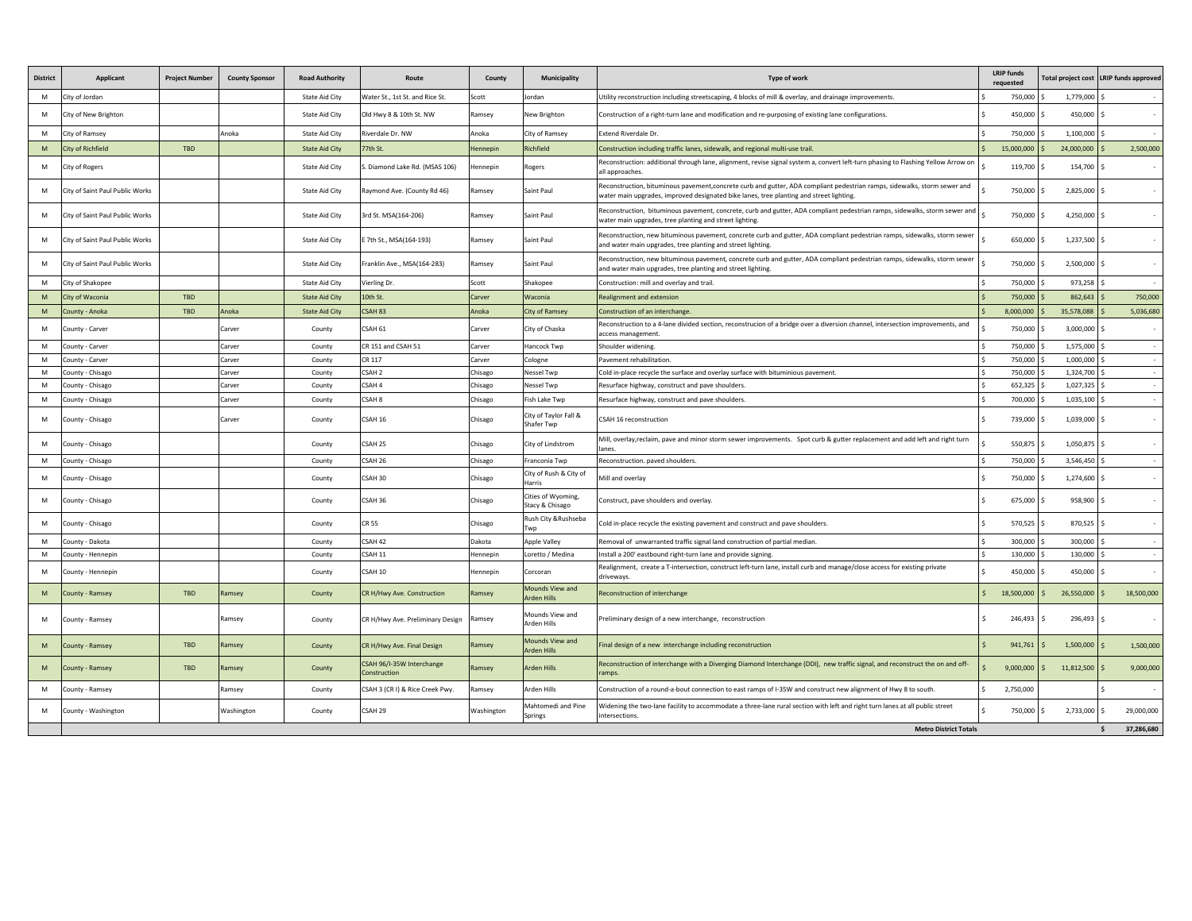| District | Applicant | Project Number | County Sponsor | Road Authority | Route | County | Municipality | Type of work | LRIP funds requested | Total project cost | LRIP funds approved |
|---|---|---|---|---|---|---|---|---|---|---|---|
| M | City of Jordan | | | State Aid City | Water St., 1st St. and Rice St. | Scott | Jordan | Utility reconstruction including streetscaping, 4 blocks of mill & overlay, and drainage improvements. | $ 750,000 | $ 1,779,000 | $ - |
| M | City of New Brighton | | | State Aid City | Old Hwy 8 & 10th St. NW | Ramsey | New Brighton | Construction of a right-turn lane and modification and re-purposing of existing lane configurations. | $ 450,000 | $ 450,000 | $ - |
| M | City of Ramsey | | Anoka | State Aid City | Riverdale Dr. NW | Anoka | City of Ramsey | Extend Riverdale Dr. | $ 750,000 | $ 1,100,000 | $ - |
| M | City of Richfield | TBD | | State Aid City | 77th St. | Hennepin | Richfield | Construction including traffic lanes, sidewalk, and regional multi-use trail. | $ 15,000,000 | $ 24,000,000 | $ 2,500,000 |
| M | City of Rogers | | | State Aid City | S. Diamond Lake Rd. (MSAS 106) | Hennepin | Rogers | Reconstruction: additional through lane, alignment, revise signal system a, convert left-turn phasing to Flashing Yellow Arrow on all approaches. | $ 119,700 | $ 154,700 | $ - |
| M | City of Saint Paul Public Works | | | State Aid City | Raymond Ave. (County Rd 46) | Ramsey | Saint Paul | Reconstruction, bituminous pavement,concrete curb and gutter, ADA compliant pedestrian ramps, sidewalks, storm sewer and water main upgrades, improved designated bike lanes, tree planting and street lighting. | $ 750,000 | $ 2,825,000 | $ - |
| M | City of Saint Paul Public Works | | | State Aid City | 3rd St. MSA(164-206) | Ramsey | Saint Paul | Reconstruction, bituminous pavement, concrete, curb and gutter, ADA compliant pedestrian ramps, sidewalks, storm sewer and water main upgrades, tree planting and street lighting. | $ 750,000 | $ 4,250,000 | $ - |
| M | City of Saint Paul Public Works | | | State Aid City | E 7th St., MSA(164-193) | Ramsey | Saint Paul | Reconstruction, new bituminous pavement, concrete curb and gutter, ADA compliant pedestrian ramps, sidewalks, storm sewer and water main upgrades, tree planting and street lighting. | $ 650,000 | $ 1,237,500 | $ - |
| M | City of Saint Paul Public Works | | | State Aid City | Franklin Ave., MSA(164-283) | Ramsey | Saint Paul | Reconstruction, new bituminous pavement, concrete curb and gutter, ADA compliant pedestrian ramps, sidewalks, storm sewer and water main upgrades, tree planting and street lighting. | $ 750,000 | $ 2,500,000 | $ - |
| M | City of Shakopee | | | State Aid City | Vierling Dr. | Scott | Shakopee | Construction: mill and overlay and trail. | $ 750,000 | $ 973,258 | $ - |
| M | City of Waconia | TBD | | State Aid City | 10th St. | Carver | Waconia | Realignment and extension | $ 750,000 | $ 862,643 | $ 750,000 |
| M | County - Anoka | TBD | Anoka | State Aid City | CSAH 83 | Anoka | City of Ramsey | Construction of an interchange. | $ 8,000,000 | $ 35,578,088 | $ 5,036,680 |
| M | County - Carver | | Carver | County | CSAH 61 | Carver | City of Chaska | Reconstruction to a 4-lane divided section, reconstrucion of a bridge over a diversion channel, intersection improvements, and access management. | $ 750,000 | $ 3,000,000 | $ - |
| M | County - Carver | | Carver | County | CR 151 and CSAH 51 | Carver | Hancock Twp | Shoulder widening. | $ 750,000 | $ 1,575,000 | $ - |
| M | County - Carver | | Carver | County | CR 117 | Carver | Cologne | Pavement rehabilitation. | $ 750,000 | $ 1,000,000 | $ - |
| M | County - Chisago | | Carver | County | CSAH 2 | Chisago | Nessel Twp | Cold in-place recycle the surface and overlay surface with bituminious pavement. | $ 750,000 | $ 1,324,700 | $ - |
| M | County - Chisago | | Carver | County | CSAH 4 | Chisago | Nessel Twp | Resurface highway, construct and pave shoulders. | $ 652,325 | $ 1,027,325 | $ - |
| M | County - Chisago | | Carver | County | CSAH 8 | Chisago | Fish Lake Twp | Resurface highway, construct and pave shoulders. | $ 700,000 | $ 1,035,100 | $ - |
| M | County - Chisago | | Carver | County | CSAH 16 | Chisago | City of Taylor Fall & Shafer Twp | CSAH 16 reconstruction | $ 739,000 | $ 1,039,000 | $ - |
| M | County - Chisago | | | County | CSAH 25 | Chisago | City of Lindstrom | Mill, overlay,reclaim, pave and minor storm sewer improvements. Spot curb & gutter replacement and add left and right turn lanes. | $ 550,875 | $ 1,050,875 | $ - |
| M | County - Chisago | | | County | CSAH 26 | Chisago | Franconia Twp | Reconstruction. paved shoulders. | $ 750,000 | $ 3,546,450 | $ - |
| M | County - Chisago | | | County | CSAH 30 | Chisago | City of Rush & City of Harris | Mill and overlay | $ 750,000 | $ 1,274,600 | $ - |
| M | County - Chisago | | | County | CSAH 36 | Chisago | Cities of Wyoming, Stacy & Chisago | Construct, pave shoulders and overlay. | $ 675,000 | $ 958,900 | $ - |
| M | County - Chisago | | | County | CR 55 | Chisago | Rush City &Rushseba Twp | Cold in-place recycle the existing pavement and construct and pave shoulders. | $ 570,525 | $ 870,525 | $ - |
| M | County - Dakota | | | County | CSAH 42 | Dakota | Apple Valley | Removal of unwarranted traffic signal land construction of partial median. | $ 300,000 | $ 300,000 | $ - |
| M | County - Hennepin | | | County | CSAH 11 | Hennepin | Loretto / Medina | Install a 200' eastbound right-turn lane and provide signing. | $ 130,000 | $ 130,000 | $ - |
| M | County - Hennepin | | | County | CSAH 10 | Hennepin | Corcoran | Realignment, create a T-intersection, construct left-turn lane, install curb and manage/close access for existing private driveways. | $ 450,000 | $ 450,000 | $ - |
| M | County - Ramsey | TBD | Ramsey | County | CR H/Hwy Ave. Construction | Ramsey | Mounds View and Arden Hills | Reconstruction of interchange | $ 18,500,000 | $ 26,550,000 | $ 18,500,000 |
| M | County - Ramsey | | Ramsey | County | CR H/Hwy Ave. Preliminary Design | Ramsey | Mounds View and Arden Hills | Preliminary design of a new interchange, reconstruction | $ 246,493 | $ 296,493 | $ - |
| M | County - Ramsey | TBD | Ramsey | County | CR H/Hwy Ave. Final Design | Ramsey | Mounds View and Arden Hills | Final design of a new interchange including reconstruction | $ 941,761 | $ 1,500,000 | $ 1,500,000 |
| M | County - Ramsey | TBD | Ramsey | County | CSAH 96/I-35W Interchange Construction | Ramsey | Arden Hills | Reconstruction of interchange with a Diverging Diamond Interchange (DDI), new traffic signal, and reconstruct the on and off-ramps. | $ 9,000,000 | $ 11,812,500 | $ 9,000,000 |
| M | County - Ramsey | | Ramsey | County | CSAH 3 (CR I) & Rice Creek Pwy. | Ramsey | Arden Hills | Construction of a round-a-bout connection to east ramps of I-35W and construct new alignment of Hwy 8 to south. | $ 2,750,000 | | $ - |
| M | County - Washington | | Washington | County | CSAH 29 | Washington | Mahtomedi and Pine Springs | Widening the two-lane facility to accommodate a three-lane rural section with left and right turn lanes at all public street intersections. | $ 750,000 | $ 2,733,000 | $ 29,000,000 |
| | | | | | | | | **Metro District Totals** | | | **$ 37,286,680** |